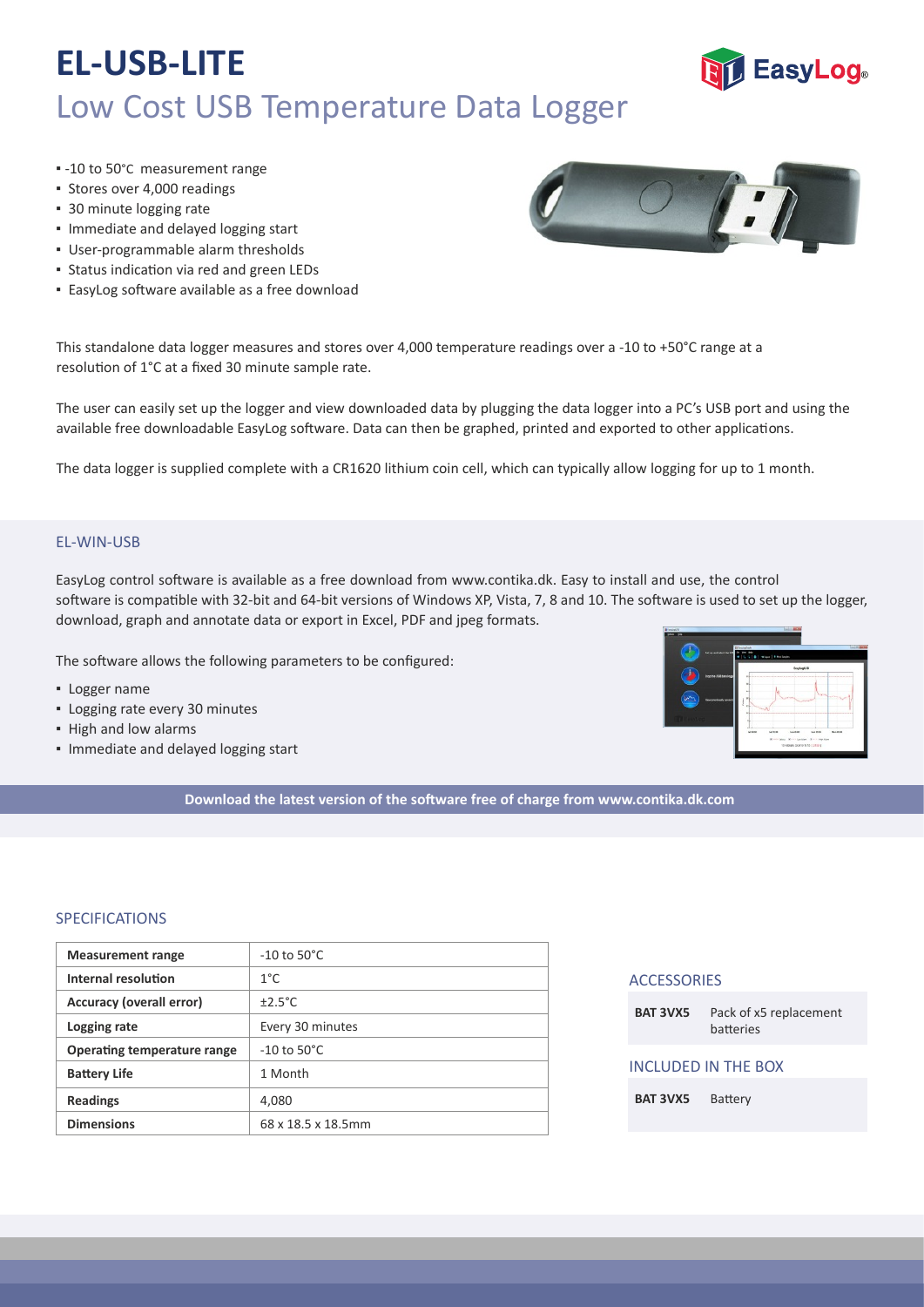# EL-USB-LITE

## Low Cost USB Temperature Data Logger

- -10 to 50°C measurement range
- Stores over 4,000 readings
- 30 minute logging rate
- Immediate and delayed logging start
- User-programmable alarm thresholds
- Status indication via red and green LEDs
- EasyLog software available as a free download

This standalone data logger measures and stores over 4,000 temperature readings over a -10 to +50°C range at a resolution of 1°C at a fixed 30 minute sample rate.

The user can easily set up the logger and view downloaded data by plugging the data logger into a PC's USB port and using the available free downloadable EasyLog software. Data can then be graphed, printed and exported to other applications.

The data logger is supplied complete with a CR1620 lithium coin cell, which can typically allow logging for up to 1 month.

### EL-WIN-USB

EasyLog control software is available as a free download from www.contika.dk. Easy to install and use, the control software is compatible with 32-bit and 64-bit versions of Windows XP, Vista, 7, 8 and 10. The software is used to set up the logger, download, graph and annotate data or export in Excel, PDF and jpeg formats.

The software allows the following parameters to be configured:

- Logger name
- Logging rate every 30 minutes
- High and low alarms
- Immediate and delayed logging start

**Download the latest version of the software free of charge from www.contika.dk.com**

### SPECIFICATIONS

| | |
|---|---|
| **Measurement range** | -10 to 50°C |
| **Internal resolution** | 1°C |
| **Accuracy (overall error)** | ±2.5°C |
| **Logging rate** | Every 30 minutes |
| **Operating temperature range** | -10 to 50°C |
| **Battery Life** | 1 Month |
| **Readings** | 4,080 |
| **Dimensions** | 68 x 18.5 x 18.5mm |

### ACCESSORIES

| | |
|---|---|
| **BAT 3VX5** | Pack of x5 replacement batteries |

### INCLUDED IN THE BOX

| | |
|---|---|
| **BAT 3VX5** | Battery |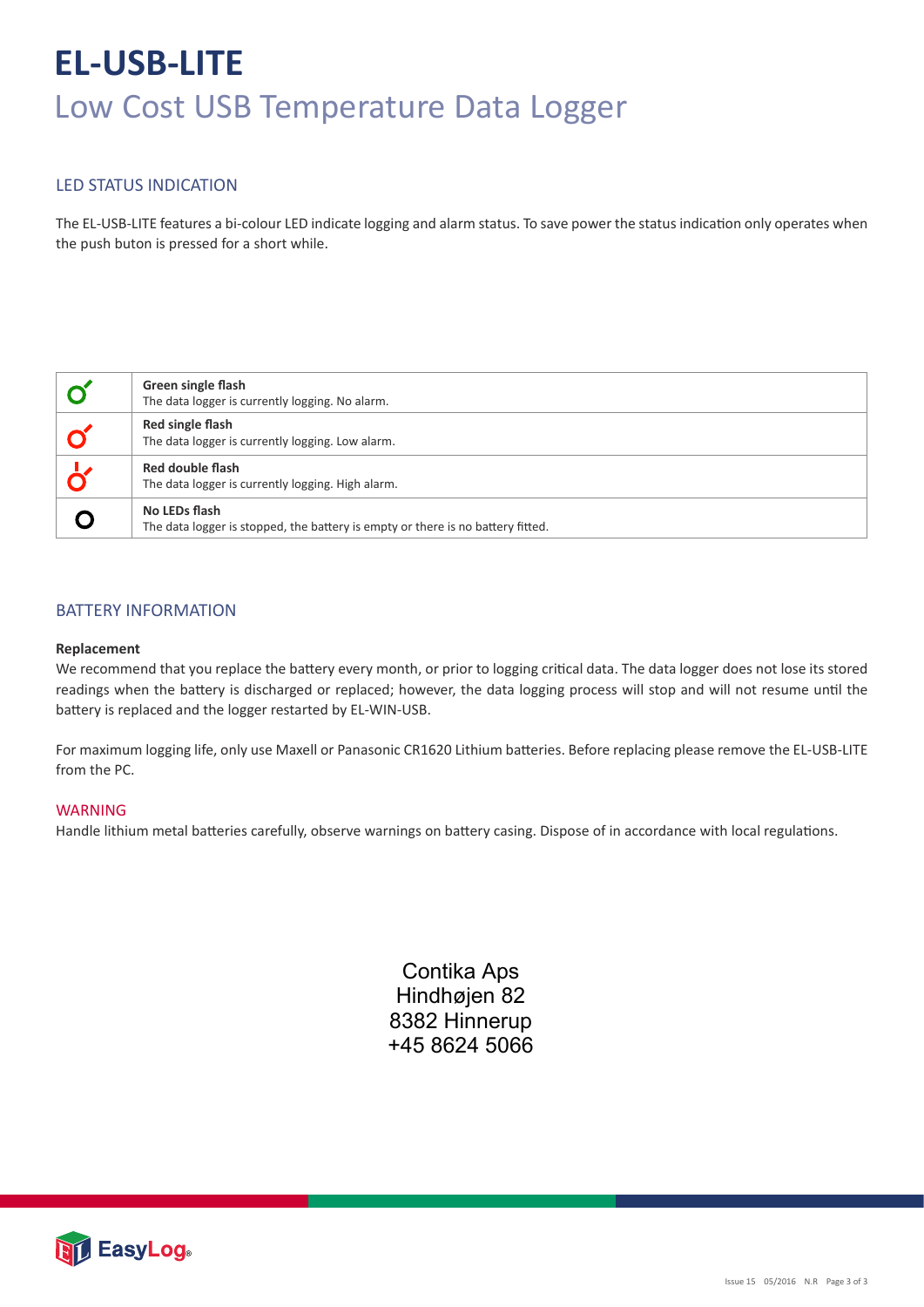# EL-USB-LITE

## Low Cost USB Temperature Data Logger

### LED STATUS INDICATION

The EL-USB-LITE features a bi-colour LED indicate logging and alarm status. To save power the status indication only operates when the push buton is pressed for a short while.

| | |
|---|---|
| | **Green single flash**<br>The data logger is currently logging. No alarm. |
| | **Red single flash**<br>The data logger is currently logging. Low alarm. |
| | **Red double flash**<br>The data logger is currently logging. High alarm. |
| | **No LEDs flash**<br>The data logger is stopped, the battery is empty or there is no battery fitted. |

### BATTERY INFORMATION

**Replacement**

We recommend that you replace the battery every month, or prior to logging critical data. The data logger does not lose its stored readings when the battery is discharged or replaced; however, the data logging process will stop and will not resume until the battery is replaced and the logger restarted by EL-WIN-USB.

For maximum logging life, only use Maxell or Panasonic CR1620 Lithium batteries. Before replacing please remove the EL-USB-LITE from the PC.

WARNING

Handle lithium metal batteries carefully, observe warnings on battery casing. Dispose of in accordance with local regulations.

Contika Aps
Hindhøjen 82
8382 Hinnerup
+45 8624 5066

EasyLog®